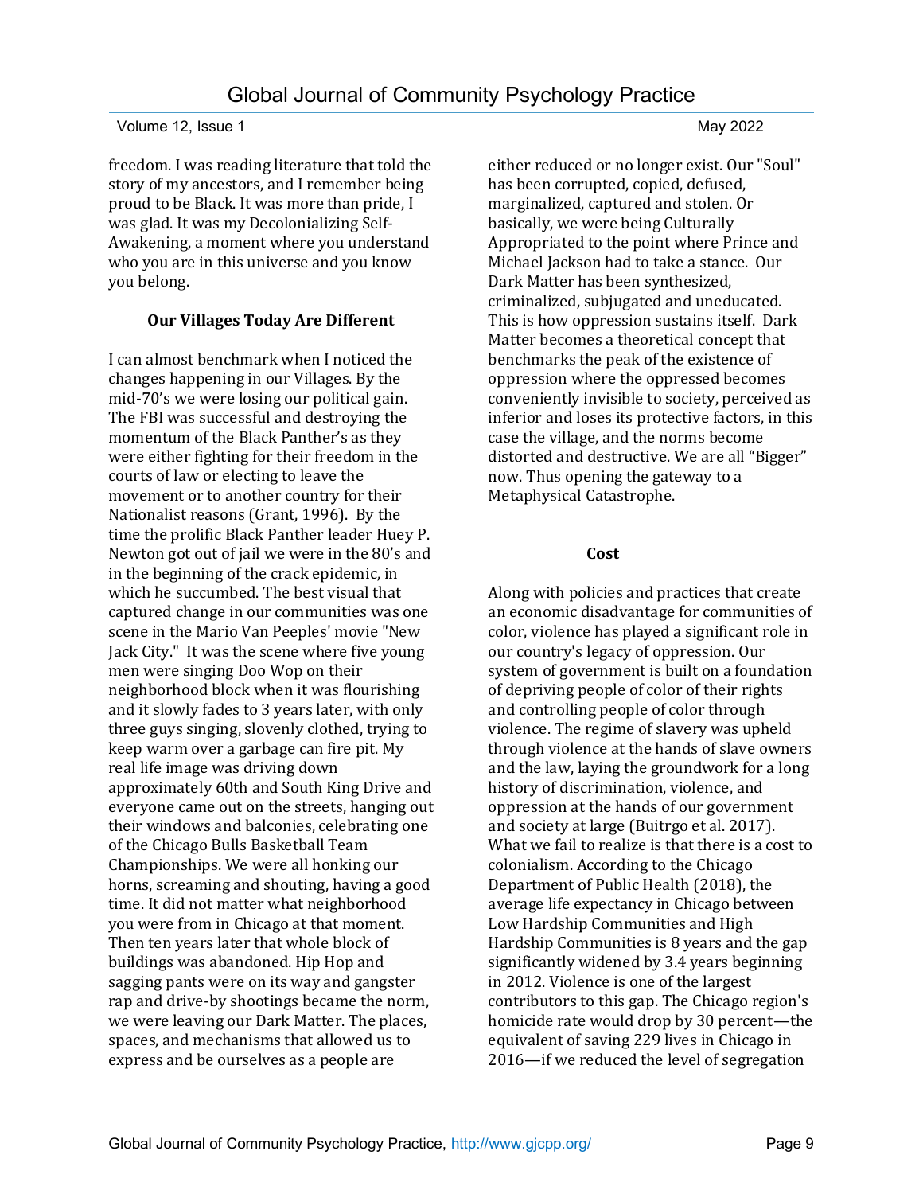freedom. I was reading literature that told the story of my ancestors, and I remember being proud to be Black. It was more than pride, I was glad. It was my Decolonializing Self-Awakening, a moment where you understand who you are in this universe and you know you belong.

### Our Villages Today Are Different

I can almost benchmark when I noticed the changes happening in our Villages. By the mid-70's we were losing our political gain. The FBI was successful and destroying the momentum of the Black Panther's as they were either fighting for their freedom in the courts of law or electing to leave the movement or to another country for their Nationalist reasons (Grant, 1996). By the time the prolific Black Panther leader Huey P. Newton got out of jail we were in the 80's and in the beginning of the crack epidemic, in which he succumbed. The best visual that captured change in our communities was one scene in the Mario Van Peeples' movie "New Jack City." It was the scene where five young men were singing Doo Wop on their neighborhood block when it was flourishing and it slowly fades to 3 years later, with only three guys singing, slovenly clothed, trying to keep warm over a garbage can fire pit. My real life image was driving down approximately 60th and South King Drive and everyone came out on the streets, hanging out their windows and balconies, celebrating one of the Chicago Bulls Basketball Team Championships. We were all honking our horns, screaming and shouting, having a good time. It did not matter what neighborhood you were from in Chicago at that moment. Then ten years later that whole block of buildings was abandoned. Hip Hop and sagging pants were on its way and gangster rap and drive-by shootings became the norm, we were leaving our Dark Matter. The places, spaces, and mechanisms that allowed us to express and be ourselves as a people are either reduced or no longer exist. Our "Soul" has been corrupted, copied, defused, marginalized, captured and stolen. Or basically, we were being Culturally Appropriated to the point where Prince and Michael Jackson had to take a stance. Our Dark Matter has been synthesized, criminalized, subjugated and uneducated. This is how oppression sustains itself. Dark Matter becomes a theoretical concept that benchmarks the peak of the existence of oppression where the oppressed becomes conveniently invisible to society, perceived as inferior and loses its protective factors, in this case the village, and the norms become distorted and destructive. We are all "Bigger" now. Thus opening the gateway to a Metaphysical Catastrophe.

### Cost

Along with policies and practices that create an economic disadvantage for communities of color, violence has played a significant role in our country's legacy of oppression. Our system of government is built on a foundation of depriving people of color of their rights and controlling people of color through violence. The regime of slavery was upheld through violence at the hands of slave owners and the law, laying the groundwork for a long history of discrimination, violence, and oppression at the hands of our government and society at large (Buitrgo et al. 2017). What we fail to realize is that there is a cost to colonialism. According to the Chicago Department of Public Health (2018), the average life expectancy in Chicago between Low Hardship Communities and High Hardship Communities is 8 years and the gap significantly widened by 3.4 years beginning in 2012. Violence is one of the largest contributors to this gap. The Chicago region's homicide rate would drop by 30 percent—the equivalent of saving 229 lives in Chicago in 2016—if we reduced the level of segregation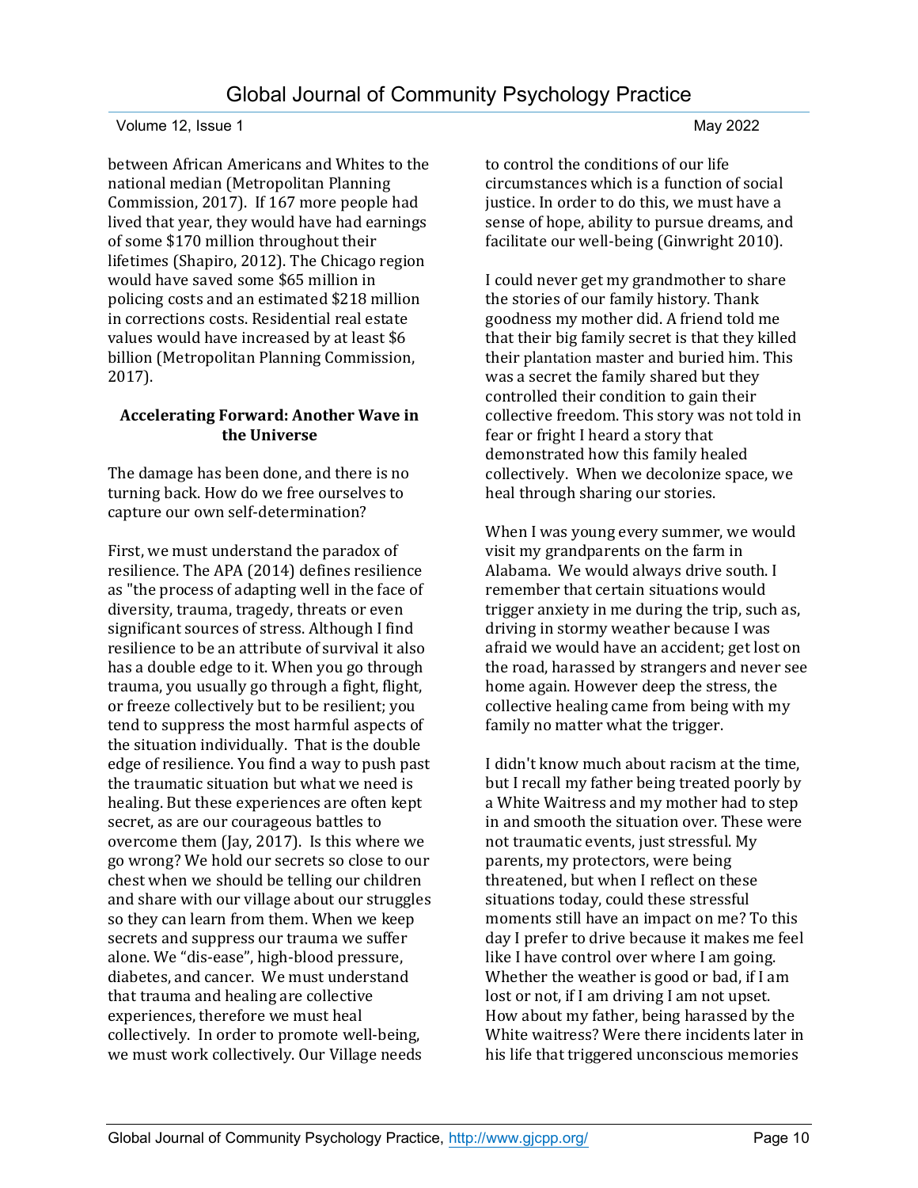between African Americans and Whites to the national median (Metropolitan Planning Commission, 2017). If 167 more people had lived that year, they would have had earnings of some $170 million throughout their lifetimes (Shapiro, 2012). The Chicago region would have saved some $65 million in policing costs and an estimated $218 million in corrections costs. Residential real estate values would have increased by at least $6 billion (Metropolitan Planning Commission, 2017).

**Accelerating Forward: Another Wave in the Universe**

The damage has been done, and there is no turning back. How do we free ourselves to capture our own self-determination?

First, we must understand the paradox of resilience. The APA (2014) defines resilience as "the process of adapting well in the face of diversity, trauma, tragedy, threats or even significant sources of stress. Although I find resilience to be an attribute of survival it also has a double edge to it. When you go through trauma, you usually go through a fight, flight, or freeze collectively but to be resilient; you tend to suppress the most harmful aspects of the situation individually. That is the double edge of resilience. You find a way to push past the traumatic situation but what we need is healing. But these experiences are often kept secret, as are our courageous battles to overcome them (Jay, 2017). Is this where we go wrong? We hold our secrets so close to our chest when we should be telling our children and share with our village about our struggles so they can learn from them. When we keep secrets and suppress our trauma we suffer alone. We "dis-ease", high-blood pressure, diabetes, and cancer. We must understand that trauma and healing are collective experiences, therefore we must heal collectively. In order to promote well-being, we must work collectively. Our Village needs to control the conditions of our life circumstances which is a function of social justice. In order to do this, we must have a sense of hope, ability to pursue dreams, and facilitate our well-being (Ginwright 2010).

I could never get my grandmother to share the stories of our family history. Thank goodness my mother did. A friend told me that their big family secret is that they killed their plantation master and buried him. This was a secret the family shared but they controlled their condition to gain their collective freedom. This story was not told in fear or fright I heard a story that demonstrated how this family healed collectively. When we decolonize space, we heal through sharing our stories.

When I was young every summer, we would visit my grandparents on the farm in Alabama. We would always drive south. I remember that certain situations would trigger anxiety in me during the trip, such as, driving in stormy weather because I was afraid we would have an accident; get lost on the road, harassed by strangers and never see home again. However deep the stress, the collective healing came from being with my family no matter what the trigger.

I didn't know much about racism at the time, but I recall my father being treated poorly by a White Waitress and my mother had to step in and smooth the situation over. These were not traumatic events, just stressful. My parents, my protectors, were being threatened, but when I reflect on these situations today, could these stressful moments still have an impact on me? To this day I prefer to drive because it makes me feel like I have control over where I am going. Whether the weather is good or bad, if I am lost or not, if I am driving I am not upset. How about my father, being harassed by the White waitress? Were there incidents later in his life that triggered unconscious memories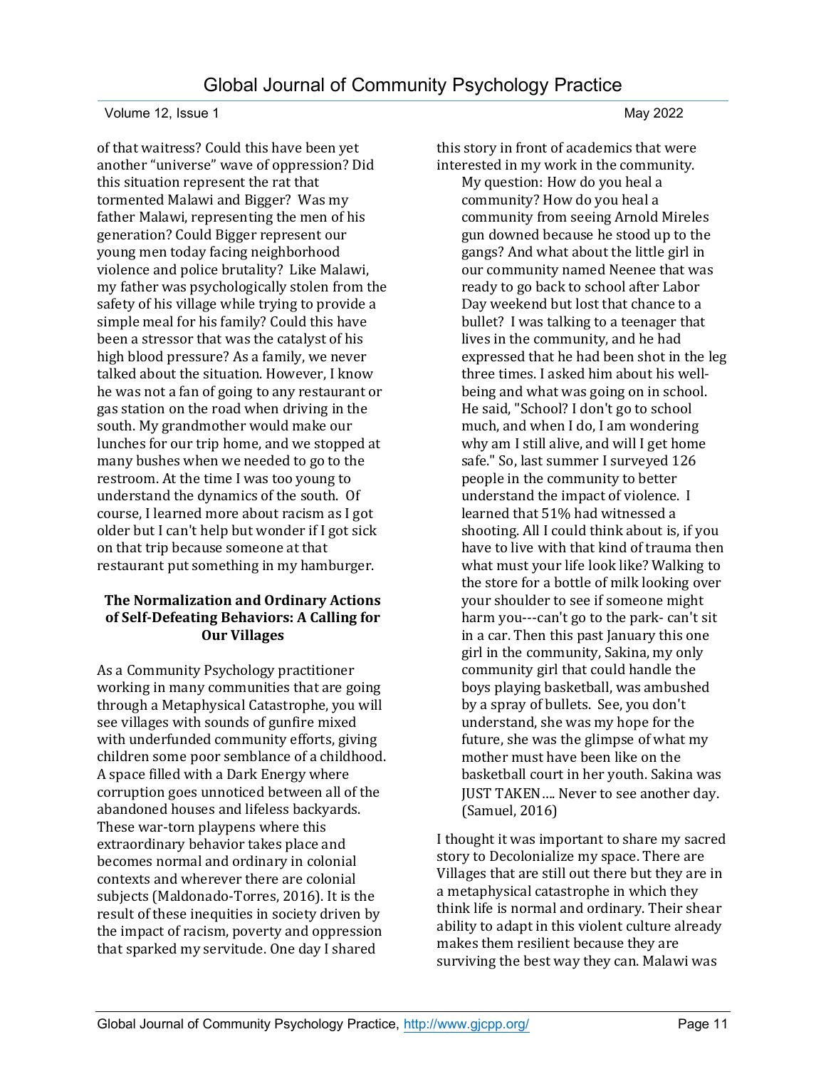of that waitress? Could this have been yet another "universe" wave of oppression? Did this situation represent the rat that tormented Malawi and Bigger? Was my father Malawi, representing the men of his generation? Could Bigger represent our young men today facing neighborhood violence and police brutality? Like Malawi, my father was psychologically stolen from the safety of his village while trying to provide a simple meal for his family? Could this have been a stressor that was the catalyst of his high blood pressure? As a family, we never talked about the situation. However, I know he was not a fan of going to any restaurant or gas station on the road when driving in the south. My grandmother would make our lunches for our trip home, and we stopped at many bushes when we needed to go to the restroom. At the time I was too young to understand the dynamics of the south. Of course, I learned more about racism as I got older but I can't help but wonder if I got sick on that trip because someone at that restaurant put something in my hamburger.

### The Normalization and Ordinary Actions of Self-Defeating Behaviors: A Calling for Our Villages

As a Community Psychology practitioner working in many communities that are going through a Metaphysical Catastrophe, you will see villages with sounds of gunfire mixed with underfunded community efforts, giving children some poor semblance of a childhood. A space filled with a Dark Energy where corruption goes unnoticed between all of the abandoned houses and lifeless backyards. These war-torn playpens where this extraordinary behavior takes place and becomes normal and ordinary in colonial contexts and wherever there are colonial subjects (Maldonado-Torres, 2016). It is the result of these inequities in society driven by the impact of racism, poverty and oppression that sparked my servitude. One day I shared this story in front of academics that were interested in my work in the community.

> My question: How do you heal a community? How do you heal a community from seeing Arnold Mireles gun downed because he stood up to the gangs? And what about the little girl in our community named Neenee that was ready to go back to school after Labor Day weekend but lost that chance to a bullet? I was talking to a teenager that lives in the community, and he had expressed that he had been shot in the leg three times. I asked him about his well-being and what was going on in school. He said, "School? I don't go to school much, and when I do, I am wondering why am I still alive, and will I get home safe." So, last summer I surveyed 126 people in the community to better understand the impact of violence. I learned that 51% had witnessed a shooting. All I could think about is, if you have to live with that kind of trauma then what must your life look like? Walking to the store for a bottle of milk looking over your shoulder to see if someone might harm you---can't go to the park- can't sit in a car. Then this past January this one girl in the community, Sakina, my only community girl that could handle the boys playing basketball, was ambushed by a spray of bullets. See, you don't understand, she was my hope for the future, she was the glimpse of what my mother must have been like on the basketball court in her youth. Sakina was JUST TAKEN…. Never to see another day. (Samuel, 2016)

I thought it was important to share my sacred story to Decolonialize my space. There are Villages that are still out there but they are in a metaphysical catastrophe in which they think life is normal and ordinary. Their shear ability to adapt in this violent culture already makes them resilient because they are surviving the best way they can. Malawi was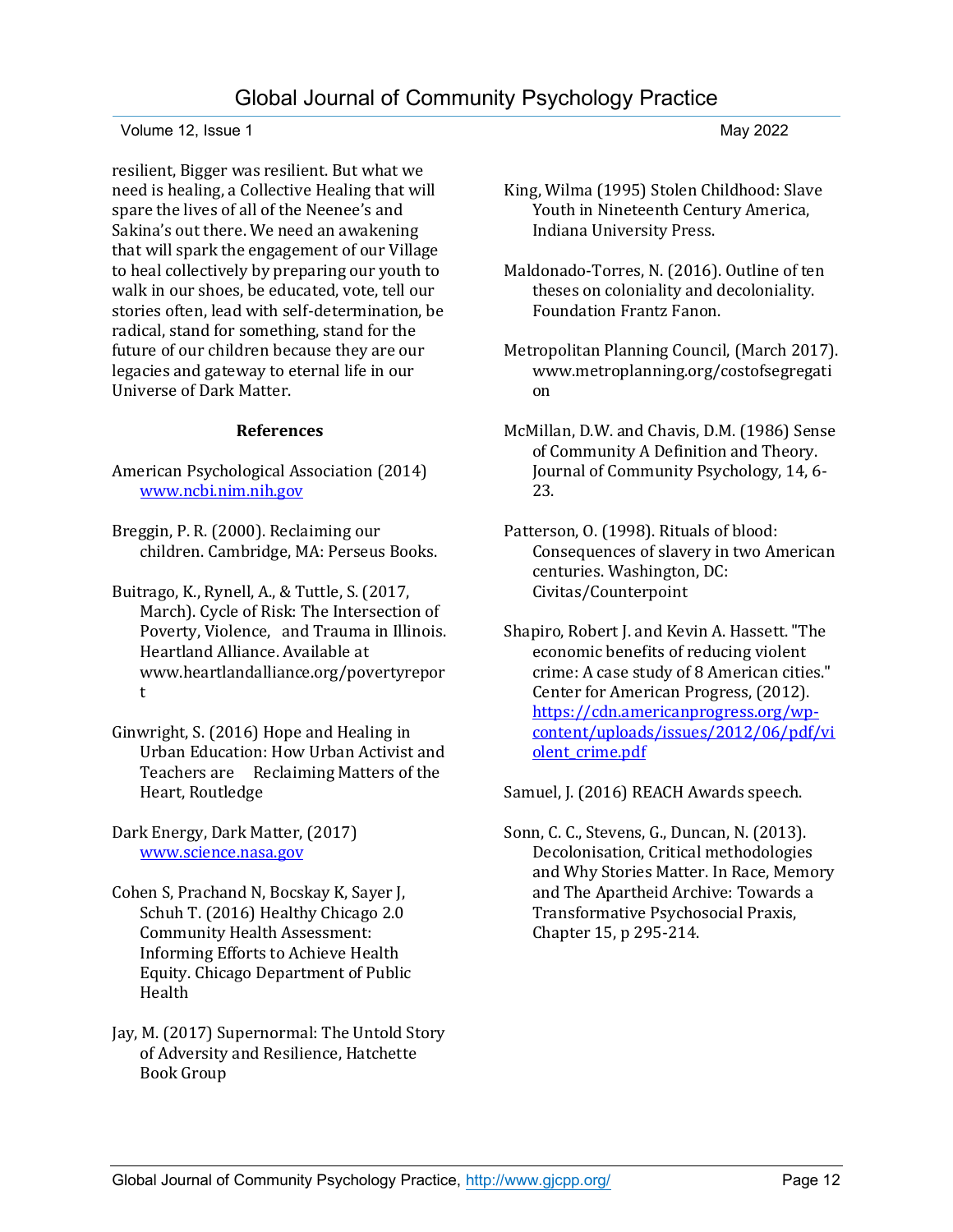resilient, Bigger was resilient. But what we need is healing, a Collective Healing that will spare the lives of all of the Neenee's and Sakina's out there. We need an awakening that will spark the engagement of our Village to heal collectively by preparing our youth to walk in our shoes, be educated, vote, tell our stories often, lead with self-determination, be radical, stand for something, stand for the future of our children because they are our legacies and gateway to eternal life in our Universe of Dark Matter.

### References

American Psychological Association (2014) www.ncbi.nim.nih.gov

Breggin, P. R. (2000). Reclaiming our children. Cambridge, MA: Perseus Books.

Buitrago, K., Rynell, A., & Tuttle, S. (2017, March). Cycle of Risk: The Intersection of Poverty, Violence, and Trauma in Illinois. Heartland Alliance. Available at www.heartlandalliance.org/povertyreport

Ginwright, S. (2016) Hope and Healing in Urban Education: How Urban Activist and Teachers are Reclaiming Matters of the Heart, Routledge

Dark Energy, Dark Matter, (2017) www.science.nasa.gov

Cohen S, Prachand N, Bocskay K, Sayer J, Schuh T. (2016) Healthy Chicago 2.0 Community Health Assessment: Informing Efforts to Achieve Health Equity. Chicago Department of Public Health

Jay, M. (2017) Supernormal: The Untold Story of Adversity and Resilience, Hatchette Book Group

King, Wilma (1995) Stolen Childhood: Slave Youth in Nineteenth Century America, Indiana University Press.

Maldonado-Torres, N. (2016). Outline of ten theses on coloniality and decoloniality. Foundation Frantz Fanon.

Metropolitan Planning Council, (March 2017). www.metroplanning.org/costofsegregation

McMillan, D.W. and Chavis, D.M. (1986) Sense of Community A Definition and Theory. Journal of Community Psychology, 14, 6-23.

Patterson, O. (1998). Rituals of blood: Consequences of slavery in two American centuries. Washington, DC: Civitas/Counterpoint

Shapiro, Robert J. and Kevin A. Hassett. "The economic benefits of reducing violent crime: A case study of 8 American cities." Center for American Progress, (2012). https://cdn.americanprogress.org/wp-content/uploads/issues/2012/06/pdf/violent_crime.pdf

Samuel, J. (2016) REACH Awards speech.

Sonn, C. C., Stevens, G., Duncan, N. (2013). Decolonisation, Critical methodologies and Why Stories Matter. In Race, Memory and The Apartheid Archive: Towards a Transformative Psychosocial Praxis, Chapter 15, p 295-214.